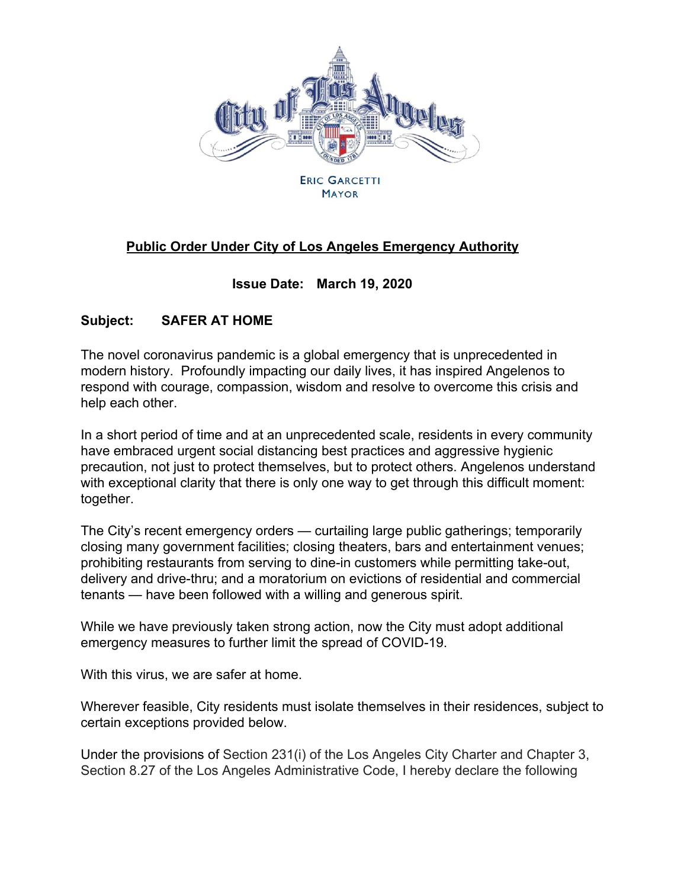ERIC GARCETTI
MAYOR

**Public Order Under City of Los Angeles Emergency Authority**

**Issue Date: March 19, 2020**

**Subject: SAFER AT HOME**

The novel coronavirus pandemic is a global emergency that is unprecedented in modern history. Profoundly impacting our daily lives, it has inspired Angelenos to respond with courage, compassion, wisdom and resolve to overcome this crisis and help each other.

In a short period of time and at an unprecedented scale, residents in every community have embraced urgent social distancing best practices and aggressive hygienic precaution, not just to protect themselves, but to protect others. Angelenos understand with exceptional clarity that there is only one way to get through this difficult moment: together.

The City's recent emergency orders — curtailing large public gatherings; temporarily closing many government facilities; closing theaters, bars and entertainment venues; prohibiting restaurants from serving to dine-in customers while permitting take-out, delivery and drive-thru; and a moratorium on evictions of residential and commercial tenants — have been followed with a willing and generous spirit.

While we have previously taken strong action, now the City must adopt additional emergency measures to further limit the spread of COVID-19.

With this virus, we are safer at home.

Wherever feasible, City residents must isolate themselves in their residences, subject to certain exceptions provided below.

Under the provisions of Section 231(i) of the Los Angeles City Charter and Chapter 3, Section 8.27 of the Los Angeles Administrative Code, I hereby declare the following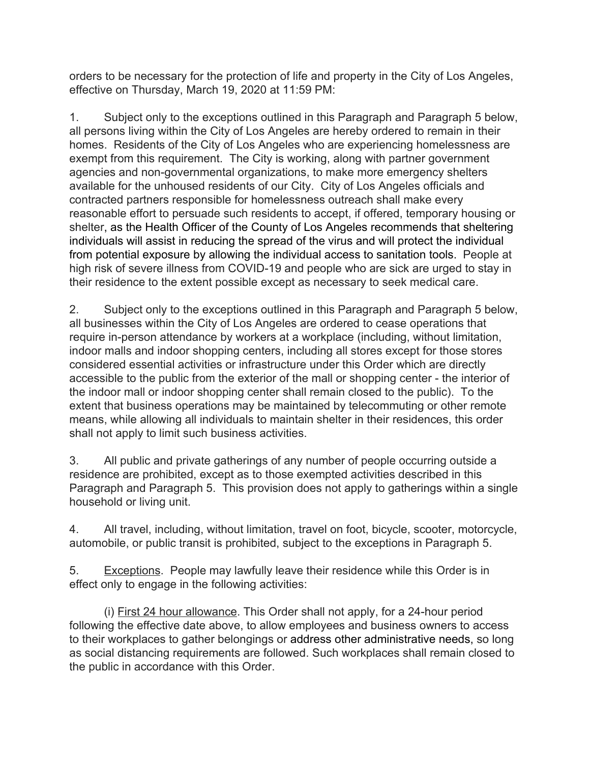orders to be necessary for the protection of life and property in the City of Los Angeles, effective on Thursday, March 19, 2020 at 11:59 PM:

1. Subject only to the exceptions outlined in this Paragraph and Paragraph 5 below, all persons living within the City of Los Angeles are hereby ordered to remain in their homes. Residents of the City of Los Angeles who are experiencing homelessness are exempt from this requirement. The City is working, along with partner government agencies and non-governmental organizations, to make more emergency shelters available for the unhoused residents of our City. City of Los Angeles officials and contracted partners responsible for homelessness outreach shall make every reasonable effort to persuade such residents to accept, if offered, temporary housing or shelter, as the Health Officer of the County of Los Angeles recommends that sheltering individuals will assist in reducing the spread of the virus and will protect the individual from potential exposure by allowing the individual access to sanitation tools. People at high risk of severe illness from COVID-19 and people who are sick are urged to stay in their residence to the extent possible except as necessary to seek medical care.

2. Subject only to the exceptions outlined in this Paragraph and Paragraph 5 below, all businesses within the City of Los Angeles are ordered to cease operations that require in-person attendance by workers at a workplace (including, without limitation, indoor malls and indoor shopping centers, including all stores except for those stores considered essential activities or infrastructure under this Order which are directly accessible to the public from the exterior of the mall or shopping center - the interior of the indoor mall or indoor shopping center shall remain closed to the public). To the extent that business operations may be maintained by telecommuting or other remote means, while allowing all individuals to maintain shelter in their residences, this order shall not apply to limit such business activities.

3. All public and private gatherings of any number of people occurring outside a residence are prohibited, except as to those exempted activities described in this Paragraph and Paragraph 5. This provision does not apply to gatherings within a single household or living unit.

4. All travel, including, without limitation, travel on foot, bicycle, scooter, motorcycle, automobile, or public transit is prohibited, subject to the exceptions in Paragraph 5.

5. <u>Exceptions</u>. People may lawfully leave their residence while this Order is in effect only to engage in the following activities:

(i) <u>First 24 hour allowance</u>. This Order shall not apply, for a 24-hour period following the effective date above, to allow employees and business owners to access to their workplaces to gather belongings or address other administrative needs, so long as social distancing requirements are followed. Such workplaces shall remain closed to the public in accordance with this Order.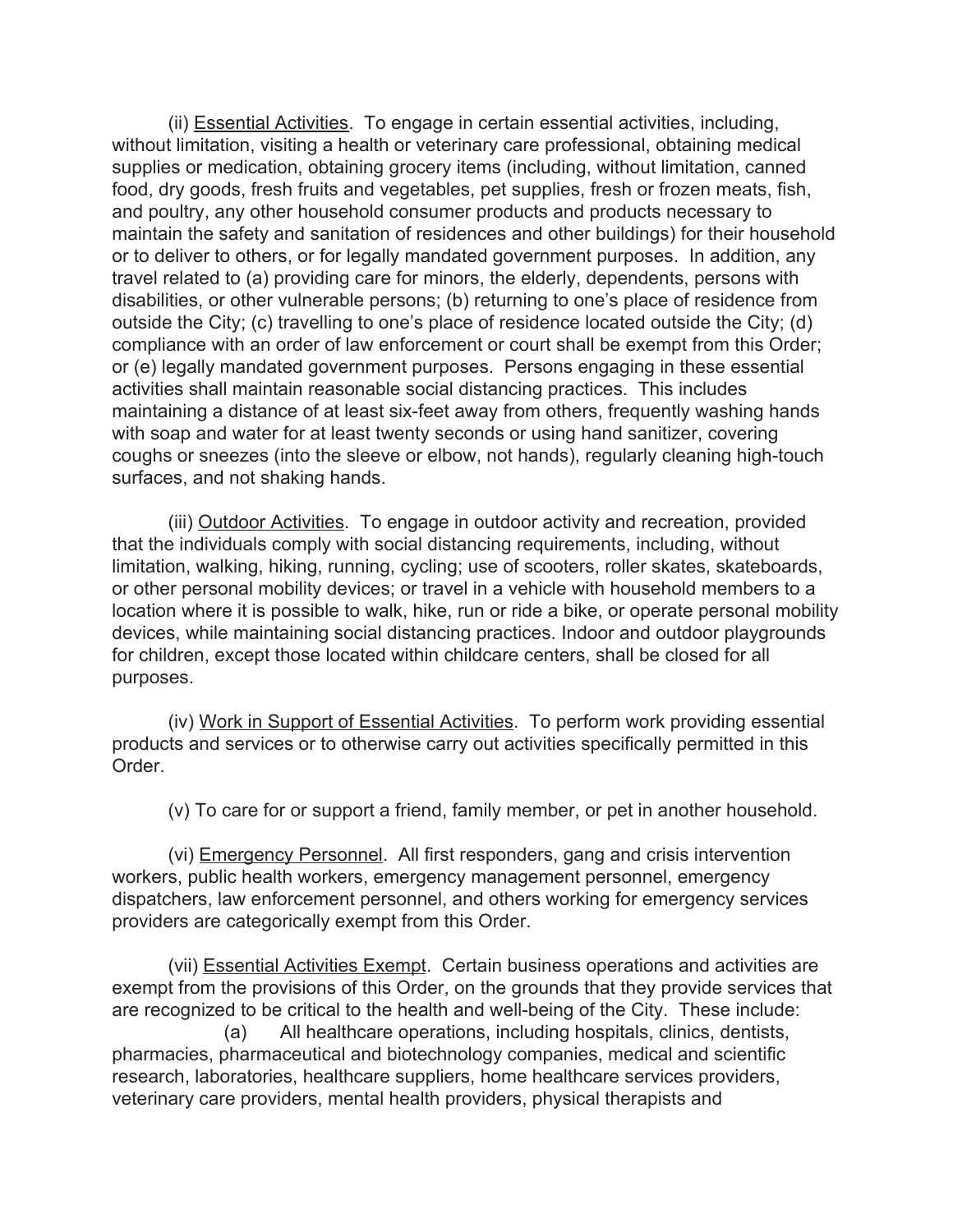(ii) Essential Activities. To engage in certain essential activities, including, without limitation, visiting a health or veterinary care professional, obtaining medical supplies or medication, obtaining grocery items (including, without limitation, canned food, dry goods, fresh fruits and vegetables, pet supplies, fresh or frozen meats, fish, and poultry, any other household consumer products and products necessary to maintain the safety and sanitation of residences and other buildings) for their household or to deliver to others, or for legally mandated government purposes. In addition, any travel related to (a) providing care for minors, the elderly, dependents, persons with disabilities, or other vulnerable persons; (b) returning to one's place of residence from outside the City; (c) travelling to one's place of residence located outside the City; (d) compliance with an order of law enforcement or court shall be exempt from this Order; or (e) legally mandated government purposes. Persons engaging in these essential activities shall maintain reasonable social distancing practices. This includes maintaining a distance of at least six-feet away from others, frequently washing hands with soap and water for at least twenty seconds or using hand sanitizer, covering coughs or sneezes (into the sleeve or elbow, not hands), regularly cleaning high-touch surfaces, and not shaking hands.

(iii) Outdoor Activities. To engage in outdoor activity and recreation, provided that the individuals comply with social distancing requirements, including, without limitation, walking, hiking, running, cycling; use of scooters, roller skates, skateboards, or other personal mobility devices; or travel in a vehicle with household members to a location where it is possible to walk, hike, run or ride a bike, or operate personal mobility devices, while maintaining social distancing practices. Indoor and outdoor playgrounds for children, except those located within childcare centers, shall be closed for all purposes.

(iv) Work in Support of Essential Activities. To perform work providing essential products and services or to otherwise carry out activities specifically permitted in this Order.

(v) To care for or support a friend, family member, or pet in another household.

(vi) Emergency Personnel. All first responders, gang and crisis intervention workers, public health workers, emergency management personnel, emergency dispatchers, law enforcement personnel, and others working for emergency services providers are categorically exempt from this Order.

(vii) Essential Activities Exempt. Certain business operations and activities are exempt from the provisions of this Order, on the grounds that they provide services that are recognized to be critical to the health and well-being of the City. These include:

(a) All healthcare operations, including hospitals, clinics, dentists, pharmacies, pharmaceutical and biotechnology companies, medical and scientific research, laboratories, healthcare suppliers, home healthcare services providers, veterinary care providers, mental health providers, physical therapists and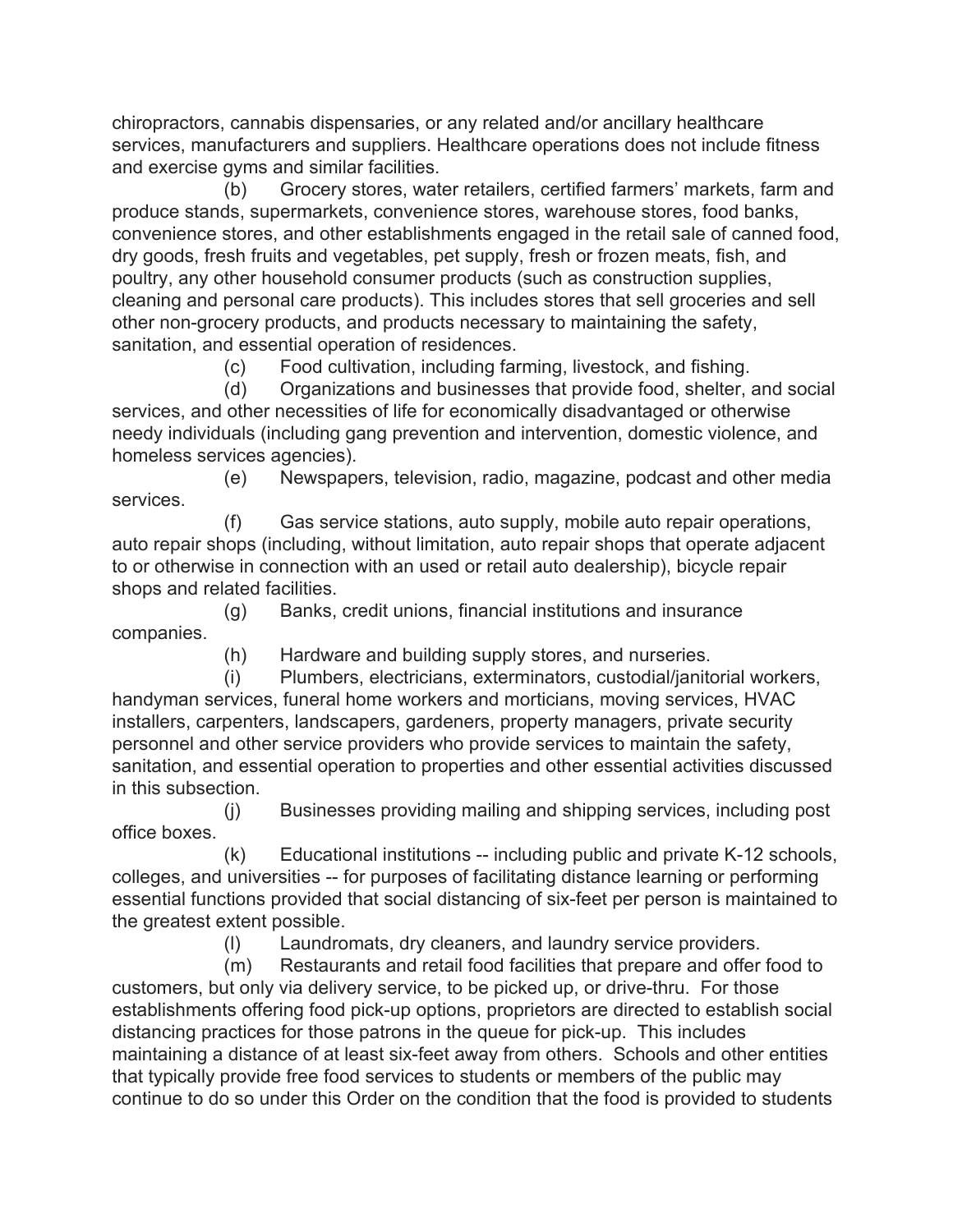chiropractors, cannabis dispensaries, or any related and/or ancillary healthcare services, manufacturers and suppliers. Healthcare operations does not include fitness and exercise gyms and similar facilities.

(b) Grocery stores, water retailers, certified farmers' markets, farm and produce stands, supermarkets, convenience stores, warehouse stores, food banks, convenience stores, and other establishments engaged in the retail sale of canned food, dry goods, fresh fruits and vegetables, pet supply, fresh or frozen meats, fish, and poultry, any other household consumer products (such as construction supplies, cleaning and personal care products). This includes stores that sell groceries and sell other non-grocery products, and products necessary to maintaining the safety, sanitation, and essential operation of residences.

(c) Food cultivation, including farming, livestock, and fishing.

(d) Organizations and businesses that provide food, shelter, and social services, and other necessities of life for economically disadvantaged or otherwise needy individuals (including gang prevention and intervention, domestic violence, and homeless services agencies).

(e) Newspapers, television, radio, magazine, podcast and other media services.

(f) Gas service stations, auto supply, mobile auto repair operations, auto repair shops (including, without limitation, auto repair shops that operate adjacent to or otherwise in connection with an used or retail auto dealership), bicycle repair shops and related facilities.

(g) Banks, credit unions, financial institutions and insurance companies.

(h) Hardware and building supply stores, and nurseries.

(i) Plumbers, electricians, exterminators, custodial/janitorial workers, handyman services, funeral home workers and morticians, moving services, HVAC installers, carpenters, landscapers, gardeners, property managers, private security personnel and other service providers who provide services to maintain the safety, sanitation, and essential operation to properties and other essential activities discussed in this subsection.

(j) Businesses providing mailing and shipping services, including post office boxes.

(k) Educational institutions -- including public and private K-12 schools, colleges, and universities -- for purposes of facilitating distance learning or performing essential functions provided that social distancing of six-feet per person is maintained to the greatest extent possible.

(l) Laundromats, dry cleaners, and laundry service providers.

(m) Restaurants and retail food facilities that prepare and offer food to customers, but only via delivery service, to be picked up, or drive-thru. For those establishments offering food pick-up options, proprietors are directed to establish social distancing practices for those patrons in the queue for pick-up. This includes maintaining a distance of at least six-feet away from others. Schools and other entities that typically provide free food services to students or members of the public may continue to do so under this Order on the condition that the food is provided to students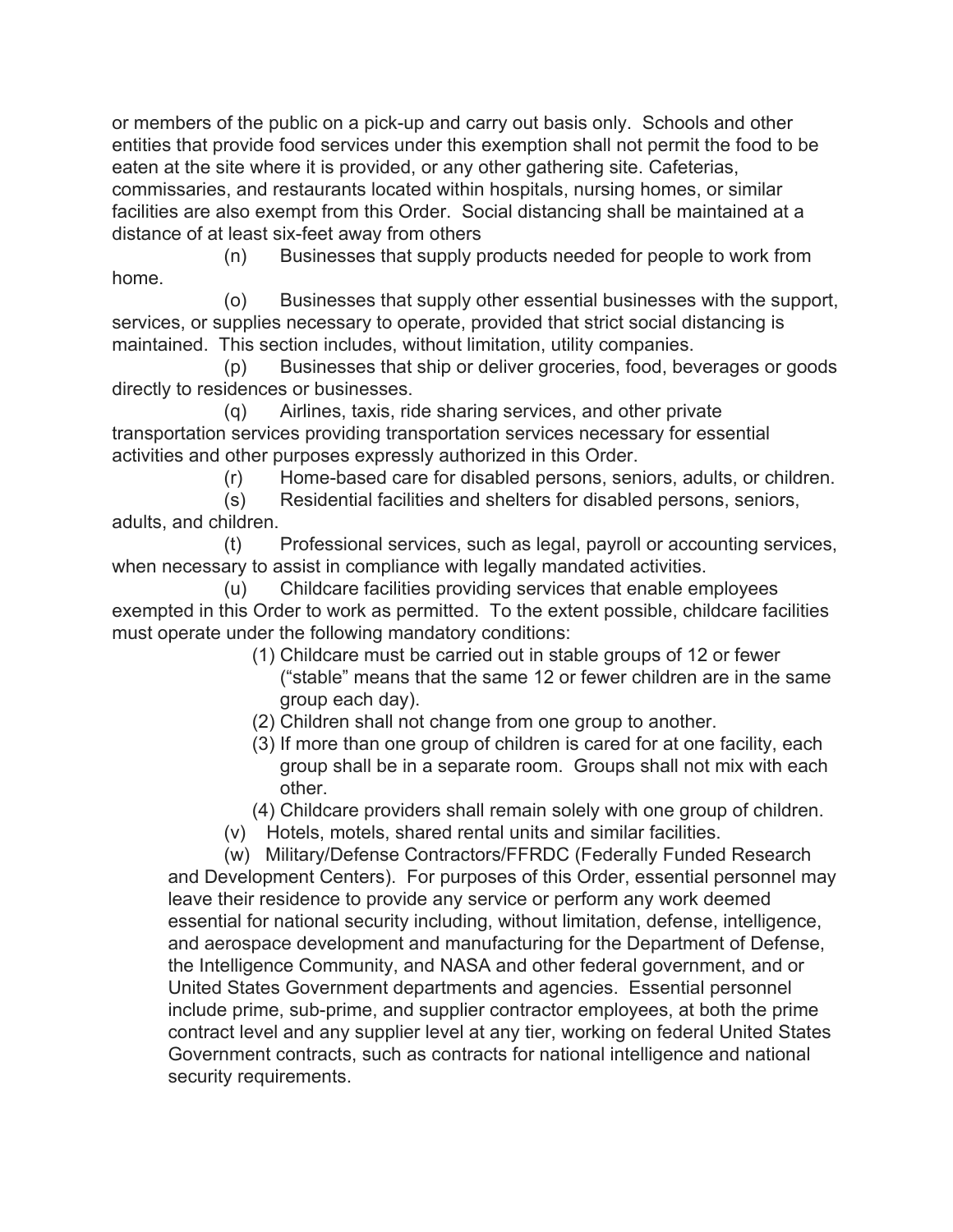or members of the public on a pick-up and carry out basis only. Schools and other entities that provide food services under this exemption shall not permit the food to be eaten at the site where it is provided, or any other gathering site. Cafeterias, commissaries, and restaurants located within hospitals, nursing homes, or similar facilities are also exempt from this Order. Social distancing shall be maintained at a distance of at least six-feet away from others

(n) Businesses that supply products needed for people to work from home.

(o) Businesses that supply other essential businesses with the support, services, or supplies necessary to operate, provided that strict social distancing is maintained. This section includes, without limitation, utility companies.

(p) Businesses that ship or deliver groceries, food, beverages or goods directly to residences or businesses.

(q) Airlines, taxis, ride sharing services, and other private transportation services providing transportation services necessary for essential activities and other purposes expressly authorized in this Order.

(r) Home-based care for disabled persons, seniors, adults, or children.

(s) Residential facilities and shelters for disabled persons, seniors, adults, and children.

(t) Professional services, such as legal, payroll or accounting services, when necessary to assist in compliance with legally mandated activities.

(u) Childcare facilities providing services that enable employees exempted in this Order to work as permitted. To the extent possible, childcare facilities must operate under the following mandatory conditions:

1. Childcare must be carried out in stable groups of 12 or fewer ("stable" means that the same 12 or fewer children are in the same group each day).
2. Children shall not change from one group to another.
3. If more than one group of children is cared for at one facility, each group shall be in a separate room. Groups shall not mix with each other.
4. Childcare providers shall remain solely with one group of children.

(v) Hotels, motels, shared rental units and similar facilities.

(w) Military/Defense Contractors/FFRDC (Federally Funded Research and Development Centers). For purposes of this Order, essential personnel may leave their residence to provide any service or perform any work deemed essential for national security including, without limitation, defense, intelligence, and aerospace development and manufacturing for the Department of Defense, the Intelligence Community, and NASA and other federal government, and or United States Government departments and agencies. Essential personnel include prime, sub-prime, and supplier contractor employees, at both the prime contract level and any supplier level at any tier, working on federal United States Government contracts, such as contracts for national intelligence and national security requirements.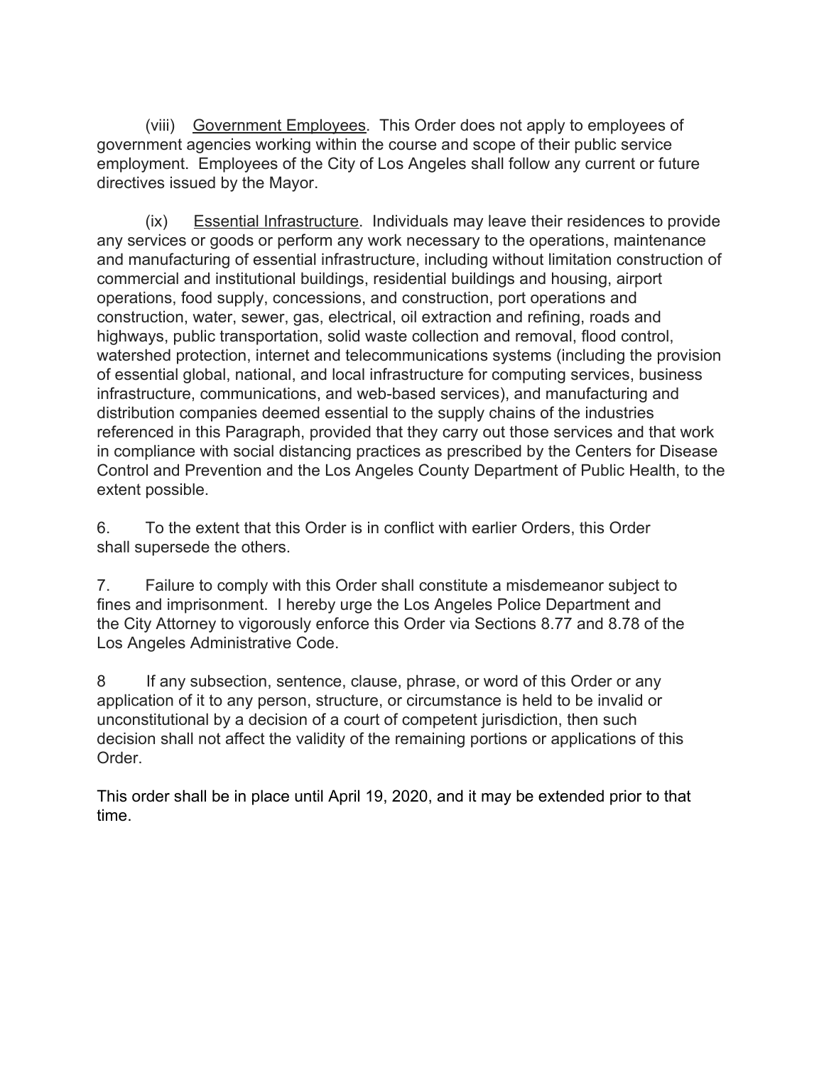(viii) <u>Government Employees</u>. This Order does not apply to employees of government agencies working within the course and scope of their public service employment. Employees of the City of Los Angeles shall follow any current or future directives issued by the Mayor.

(ix) <u>Essential Infrastructure</u>. Individuals may leave their residences to provide any services or goods or perform any work necessary to the operations, maintenance and manufacturing of essential infrastructure, including without limitation construction of commercial and institutional buildings, residential buildings and housing, airport operations, food supply, concessions, and construction, port operations and construction, water, sewer, gas, electrical, oil extraction and refining, roads and highways, public transportation, solid waste collection and removal, flood control, watershed protection, internet and telecommunications systems (including the provision of essential global, national, and local infrastructure for computing services, business infrastructure, communications, and web-based services), and manufacturing and distribution companies deemed essential to the supply chains of the industries referenced in this Paragraph, provided that they carry out those services and that work in compliance with social distancing practices as prescribed by the Centers for Disease Control and Prevention and the Los Angeles County Department of Public Health, to the extent possible.

6. To the extent that this Order is in conflict with earlier Orders, this Order shall supersede the others.

7. Failure to comply with this Order shall constitute a misdemeanor subject to fines and imprisonment. I hereby urge the Los Angeles Police Department and the City Attorney to vigorously enforce this Order via Sections 8.77 and 8.78 of the Los Angeles Administrative Code.

8 If any subsection, sentence, clause, phrase, or word of this Order or any application of it to any person, structure, or circumstance is held to be invalid or unconstitutional by a decision of a court of competent jurisdiction, then such decision shall not affect the validity of the remaining portions or applications of this Order.

This order shall be in place until April 19, 2020, and it may be extended prior to that time.